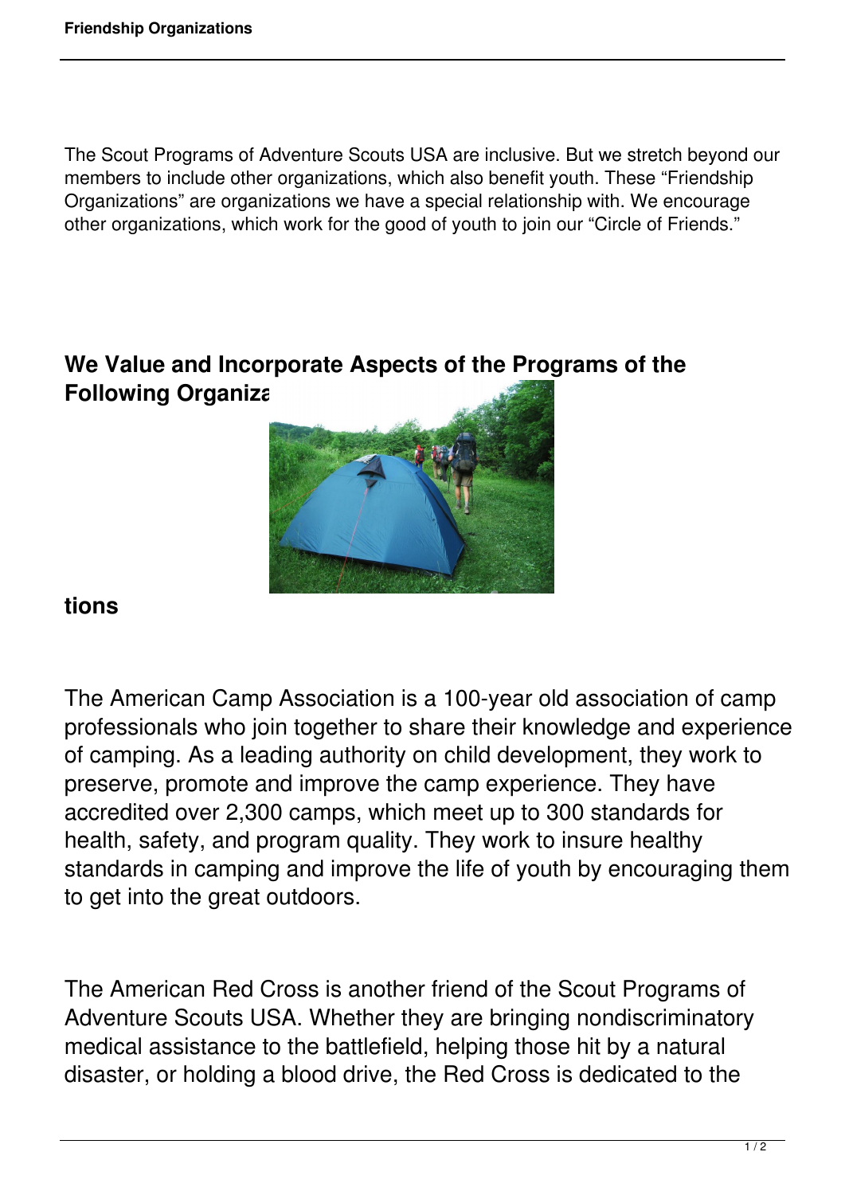The Scout Programs of Adventure Scouts USA are inclusive. But we stretch beyond our members to include other organizations, which also benefit youth. These “Friendship Organizations” are organizations we have a special relationship with. We encourage other organizations, which work for the good of youth to join our “Circle of Friends.”

## We Value and Incorporate Aspects of the Programs of the Following Organizations

The American Camp Association is a 100-year old association of camp professionals who join together to share their knowledge and experience of camping. As a leading authority on child development, they work to preserve, promote and improve the camp experience. They have accredited over 2,300 camps, which meet up to 300 standards for health, safety, and program quality. They work to insure healthy standards in camping and improve the life of youth by encouraging them to get into the great outdoors.

The American Red Cross is another friend of the Scout Programs of Adventure Scouts USA. Whether they are bringing nondiscriminatory medical assistance to the battlefield, helping those hit by a natural disaster, or holding a blood drive, the Red Cross is dedicated to the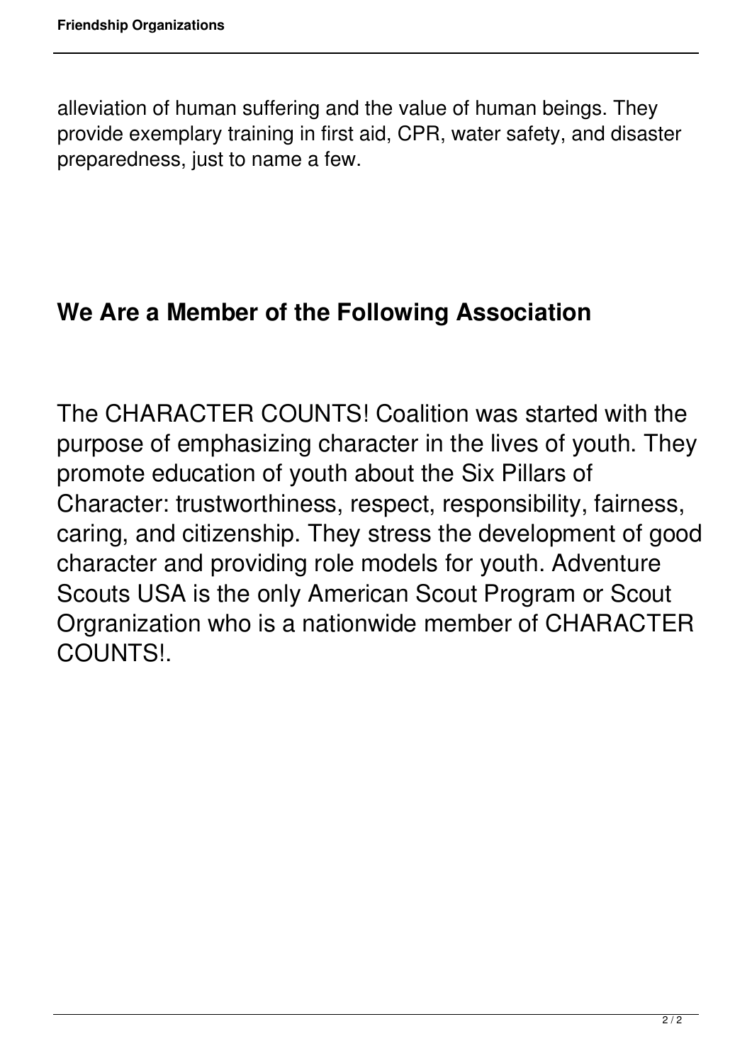alleviation of human suffering and the value of human beings. They provide exemplary training in first aid, CPR, water safety, and disaster preparedness, just to name a few.

## We Are a Member of the Following Association

The CHARACTER COUNTS! Coalition was started with the purpose of emphasizing character in the lives of youth. They promote education of youth about the Six Pillars of Character: trustworthiness, respect, responsibility, fairness, caring, and citizenship. They stress the development of good character and providing role models for youth. Adventure Scouts USA is the only American Scout Program or Scout Orgranization who is a nationwide member of CHARACTER COUNTS!.